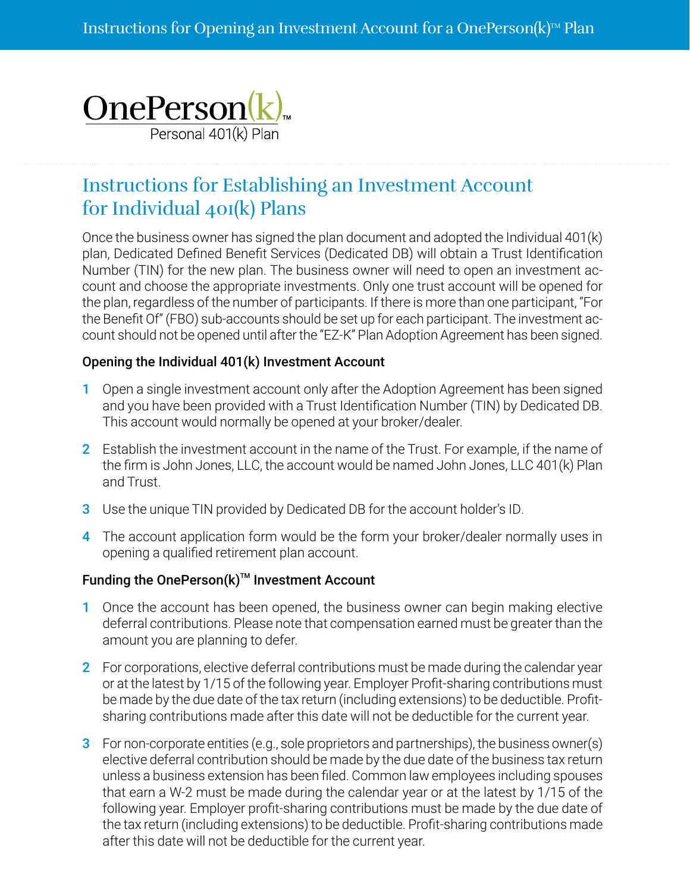OnePerson(k)™

Personal 401(k) Plan

# Instructions for Establishing an Investment Account for Individual 401(k) Plans

Once the business owner has signed the plan document and adopted the Individual 401(k) plan, Dedicated Defined Benefit Services (Dedicated DB) will obtain a Trust Identification Number (TIN) for the new plan. The business owner will need to open an investment account and choose the appropriate investments. Only one trust account will be opened for the plan, regardless of the number of participants. If there is more than one participant, "For the Benefit Of" (FBO) sub-accounts should be set up for each participant. The investment account should not be opened until after the "EZ-K" Plan Adoption Agreement has been signed.

### Opening the Individual 401(k) Investment Account

1. Open a single investment account only after the Adoption Agreement has been signed and you have been provided with a Trust Identification Number (TIN) by Dedicated DB. This account would normally be opened at your broker/dealer.
2. Establish the investment account in the name of the Trust. For example, if the name of the firm is John Jones, LLC, the account would be named John Jones, LLC 401(k) Plan and Trust.
3. Use the unique TIN provided by Dedicated DB for the account holder's ID.
4. The account application form would be the form your broker/dealer normally uses in opening a qualified retirement plan account.

### Funding the OnePerson(k)™ Investment Account

1. Once the account has been opened, the business owner can begin making elective deferral contributions. Please note that compensation earned must be greater than the amount you are planning to defer.
2. For corporations, elective deferral contributions must be made during the calendar year or at the latest by 1/15 of the following year. Employer Profit-sharing contributions must be made by the due date of the tax return (including extensions) to be deductible. Profit-sharing contributions made after this date will not be deductible for the current year.
3. For non-corporate entities (e.g., sole proprietors and partnerships), the business owner(s) elective deferral contribution should be made by the due date of the business tax return unless a business extension has been filed. Common law employees including spouses that earn a W-2 must be made during the calendar year or at the latest by 1/15 of the following year. Employer profit-sharing contributions must be made by the due date of the tax return (including extensions) to be deductible. Profit-sharing contributions made after this date will not be deductible for the current year.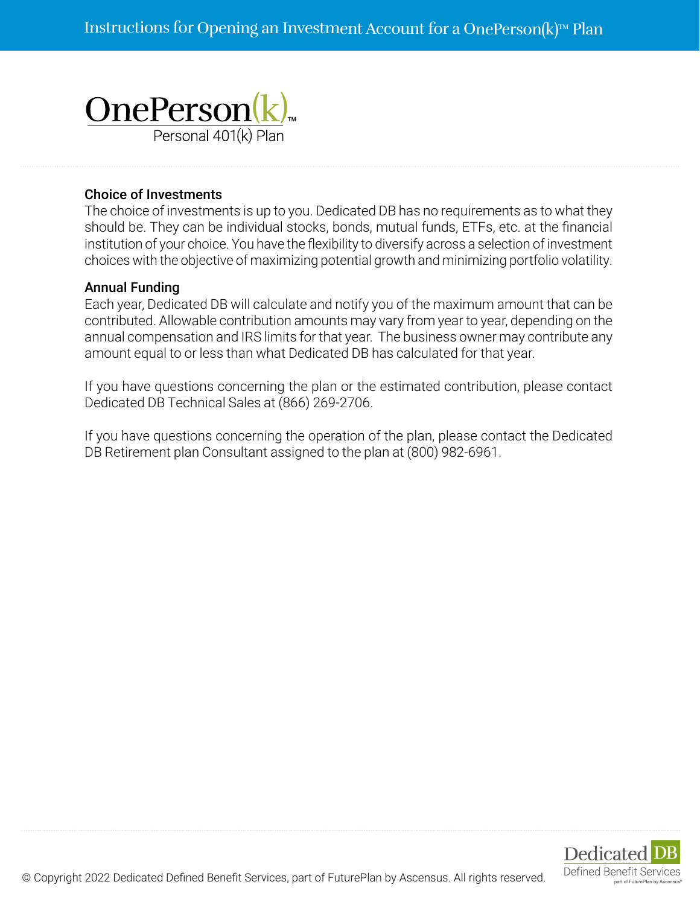OnePerson(k)™

Personal 401(k) Plan

### Choice of Investments

The choice of investments is up to you. Dedicated DB has no requirements as to what they should be. They can be individual stocks, bonds, mutual funds, ETFs, etc. at the financial institution of your choice. You have the flexibility to diversify across a selection of investment choices with the objective of maximizing potential growth and minimizing portfolio volatility.

### Annual Funding

Each year, Dedicated DB will calculate and notify you of the maximum amount that can be contributed. Allowable contribution amounts may vary from year to year, depending on the annual compensation and IRS limits for that year. The business owner may contribute any amount equal to or less than what Dedicated DB has calculated for that year.

If you have questions concerning the plan or the estimated contribution, please contact Dedicated DB Technical Sales at (866) 269-2706.

If you have questions concerning the operation of the plan, please contact the Dedicated DB Retirement plan Consultant assigned to the plan at (800) 982-6961.

© Copyright 2022 Dedicated Defined Benefit Services, part of FuturePlan by Ascensus. All rights reserved.